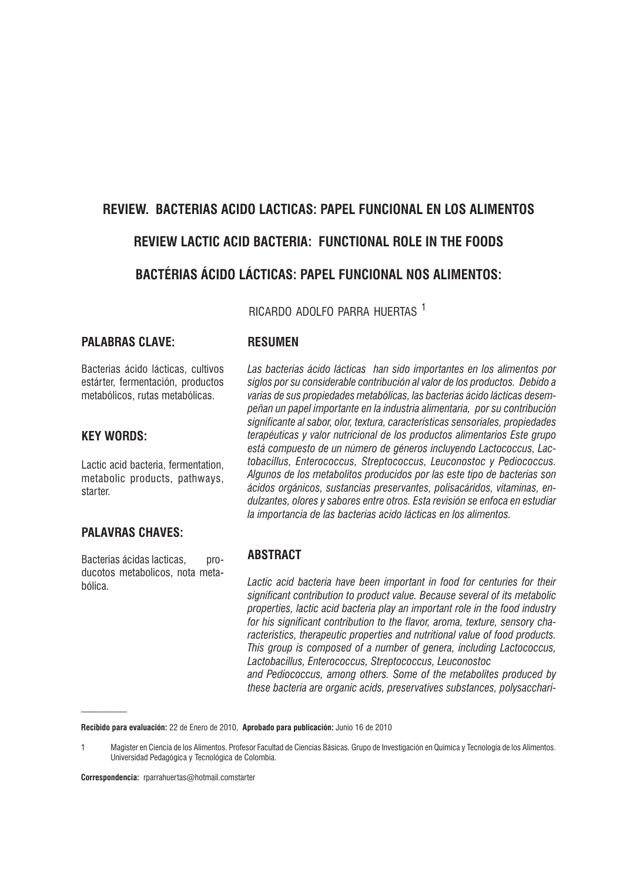# REVIEW. BACTERIAS ACIDO LACTICAS: PAPEL FUNCIONAL EN LOS ALIMENTOS

# REVIEW LACTIC ACID BACTERIA: FUNCTIONAL ROLE IN THE FOODS

# BACTÉRIAS ÁCIDO LÁCTICAS: PAPEL FUNCIONAL NOS ALIMENTOS:

RICARDO ADOLFO PARRA HUERTAS [1]

## PALABRAS CLAVE:

Bacterias ácido lácticas, cultivos estárter, fermentación, productos metabólicos, rutas metabólicas.

## KEY WORDS:

Lactic acid bacteria, fermentation, metabolic products, pathways, starter.

## PALAVRAS CHAVES:

Bacterias ácidas lacticas, producotos metabolicos, nota metabólica.

## RESUMEN

*Las bacterias ácido lácticas han sido importantes en los alimentos por siglos por su considerable contribución al valor de los productos. Debido a varias de sus propiedades metabólicas, las bacterias ácido lácticas desempeñan un papel importante en la industria alimentaria, por su contribución significante al sabor, olor, textura, características sensoriales, propiedades terapéuticas y valor nutricional de los productos alimentarios Este grupo está compuesto de un número de géneros incluyendo Lactococcus, Lactobacillus, Enterococcus, Streptococcus, Leuconostoc y Pediococcus. Algunos de los metabolitos producidos por las este tipo de bacterias son ácidos orgánicos, sustancias preservantes, polisacáridos, vitaminas, endulzantes, olores y sabores entre otros. Esta revisión se enfoca en estudiar la importancia de las bacterias acido lácticas en los alimentos.*

## ABSTRACT

*Lactic acid bacteria have been important in food for centuries for their significant contribution to product value. Because several of its metabolic properties, lactic acid bacteria play an important role in the food industry for his significant contribution to the flavor, aroma, texture, sensory characteristics, therapeutic properties and nutritional value of food products. This group is composed of a number of genera, including Lactococcus, Lactobacillus, Enterococcus, Streptococcus, Leuconostoc and Pediococcus, among others. Some of the metabolites produced by these bacteria are organic acids, preservatives substances, polysacchari-*

---

**Recibido para evaluación:** 22 de Enero de 2010, **Aprobado para publicación:** Junio 16 de 2010

1 Magister en Ciencia de los Alimentos. Profesor Facultad de Ciencias Básicas. Grupo de Investigación en Química y Tecnología de los Alimentos. Universidad Pedagógica y Tecnológica de Colombia.

**Correspondencia:** rparrahuertas@hotmail.comstarter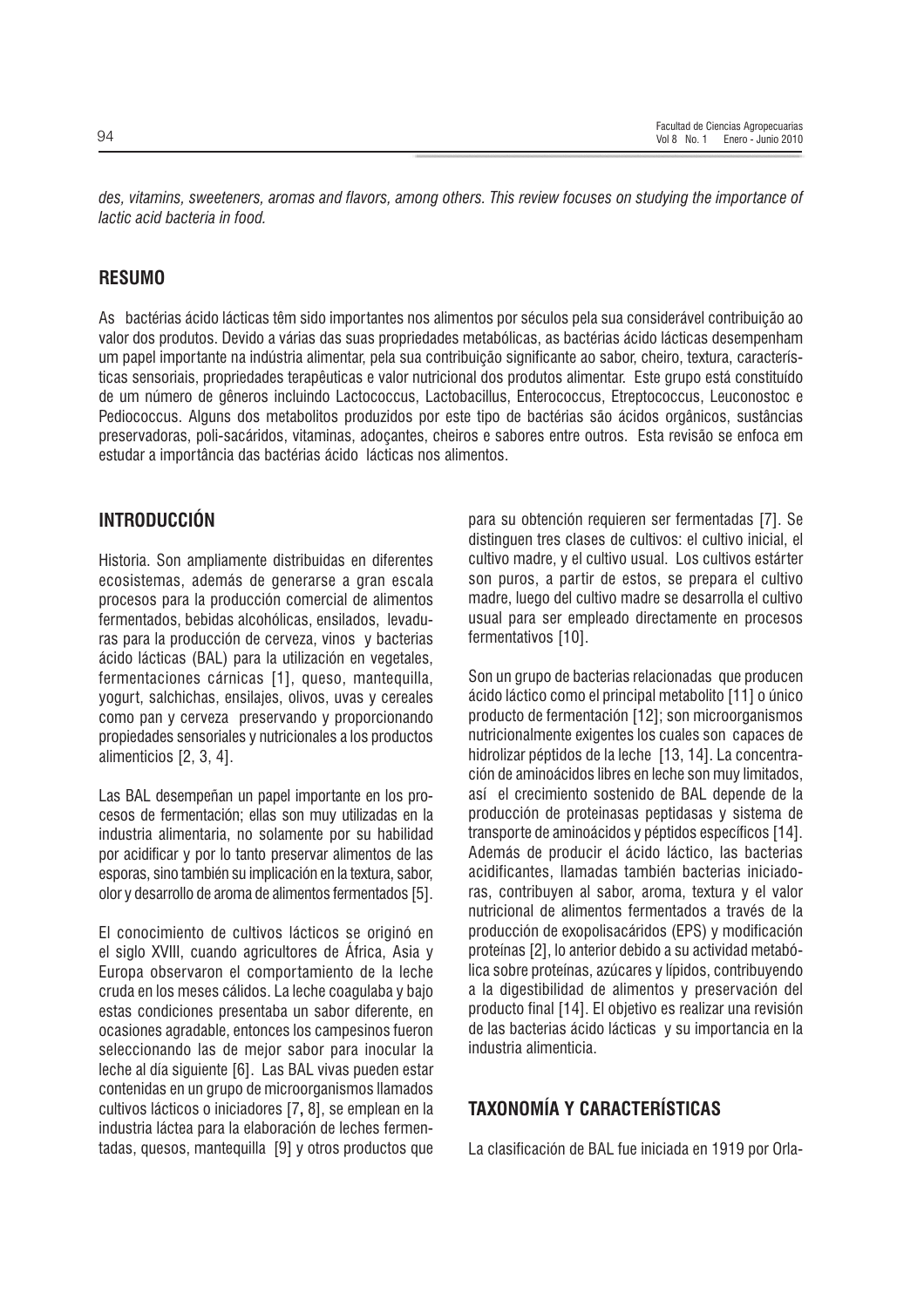*des, vitamins, sweeteners, aromas and flavors, among others. This review focuses on studying the importance of lactic acid bacteria in food.*

## RESUMO

As bactérias ácido lácticas têm sido importantes nos alimentos por séculos pela sua considerável contribuição ao valor dos produtos. Devido a várias das suas propriedades metabólicas, as bactérias ácido lácticas desempenham um papel importante na indústria alimentar, pela sua contribuição significante ao sabor, cheiro, textura, características sensoriais, propriedades terapêuticas e valor nutricional dos produtos alimentar. Este grupo está constituído de um número de gêneros incluindo Lactococcus, Lactobacillus, Enterococcus, Etreptococcus, Leuconostoc e Pediococcus. Alguns dos metabolitos produzidos por este tipo de bactérias são ácidos orgânicos, sustâncias preservadoras, poli-sacáridos, vitaminas, adoçantes, cheiros e sabores entre outros. Esta revisão se enfoca em estudar a importância das bactérias ácido lácticas nos alimentos.

## INTRODUCCIÓN

Historia. Son ampliamente distribuidas en diferentes ecosistemas, además de generarse a gran escala procesos para la producción comercial de alimentos fermentados, bebidas alcohólicas, ensilados, levaduras para la producción de cerveza, vinos y bacterias ácido lácticas (BAL) para la utilización en vegetales, fermentaciones cárnicas [1], queso, mantequilla, yogurt, salchichas, ensilajes, olivos, uvas y cereales como pan y cerveza preservando y proporcionando propiedades sensoriales y nutricionales a los productos alimenticios [2, 3, 4].

Las BAL desempeñan un papel importante en los procesos de fermentación; ellas son muy utilizadas en la industria alimentaria, no solamente por su habilidad por acidificar y por lo tanto preservar alimentos de las esporas, sino también su implicación en la textura, sabor, olor y desarrollo de aroma de alimentos fermentados [5].

El conocimiento de cultivos lácticos se originó en el siglo XVIII, cuando agricultores de África, Asia y Europa observaron el comportamiento de la leche cruda en los meses cálidos. La leche coagulaba y bajo estas condiciones presentaba un sabor diferente, en ocasiones agradable, entonces los campesinos fueron seleccionando las de mejor sabor para inocular la leche al día siguiente [6]. Las BAL vivas pueden estar contenidas en un grupo de microorganismos llamados cultivos lácticos o iniciadores [7, 8], se emplean en la industria láctea para la elaboración de leches fermentadas, quesos, mantequilla [9] y otros productos que para su obtención requieren ser fermentadas [7]. Se distinguen tres clases de cultivos: el cultivo inicial, el cultivo madre, y el cultivo usual. Los cultivos estárter son puros, a partir de estos, se prepara el cultivo madre, luego del cultivo madre se desarrolla el cultivo usual para ser empleado directamente en procesos fermentativos [10].

Son un grupo de bacterias relacionadas que producen ácido láctico como el principal metabolito [11] o único producto de fermentación [12]; son microorganismos nutricionalmente exigentes los cuales son capaces de hidrolizar péptidos de la leche [13, 14]. La concentración de aminoácidos libres en leche son muy limitados, así el crecimiento sostenido de BAL depende de la producción de proteinasas peptidasas y sistema de transporte de aminoácidos y péptidos específicos [14]. Además de producir el ácido láctico, las bacterias acidificantes, llamadas también bacterias iniciadoras, contribuyen al sabor, aroma, textura y el valor nutricional de alimentos fermentados a través de la producción de exopolisacáridos (EPS) y modificación proteínas [2], lo anterior debido a su actividad metabólica sobre proteínas, azúcares y lípidos, contribuyendo a la digestibilidad de alimentos y preservación del producto final [14]. El objetivo es realizar una revisión de las bacterias ácido lácticas y su importancia en la industria alimenticia.

## TAXONOMÍA Y CARACTERÍSTICAS

La clasificación de BAL fue iniciada en 1919 por Orla-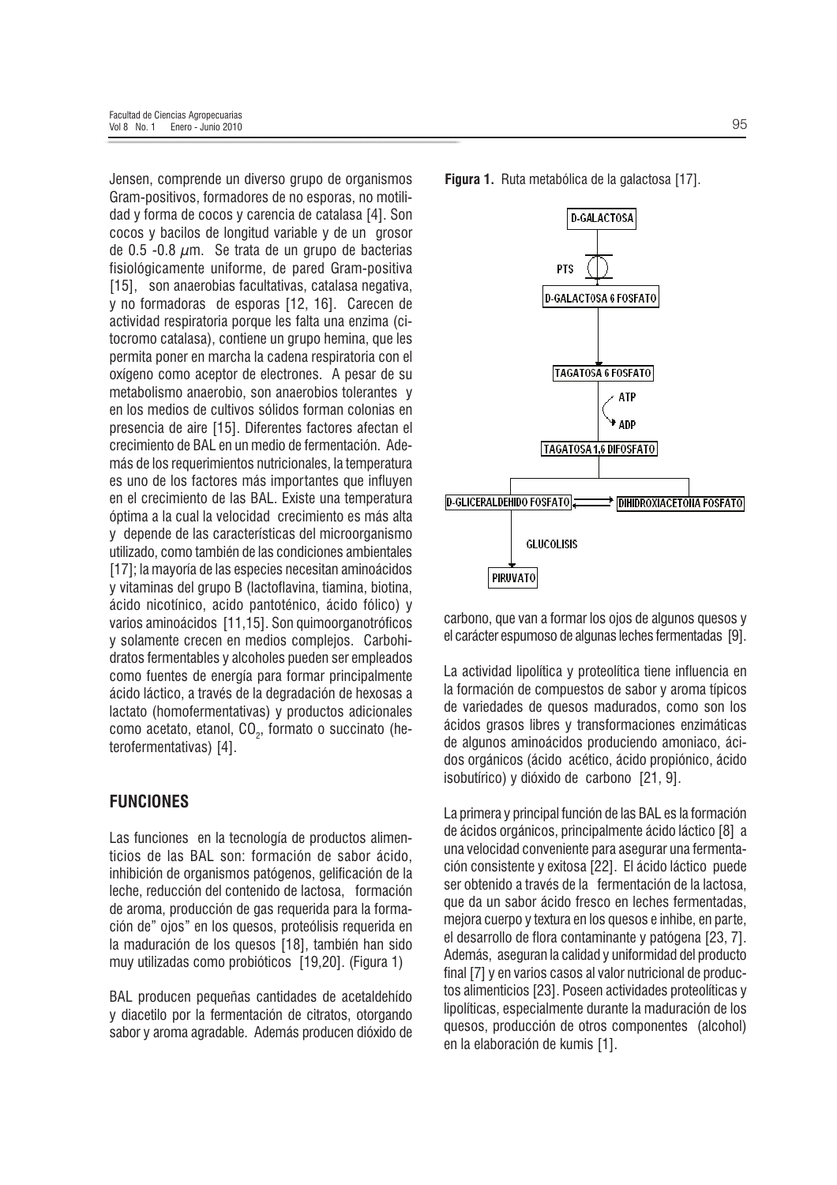Jensen, comprende un diverso grupo de organismos Gram-positivos, formadores de no esporas, no motilidad y forma de cocos y carencia de catalasa [4]. Son cocos y bacilos de longitud variable y de un grosor de 0.5 -0.8 $\mu$m. Se trata de un grupo de bacterias fisiológicamente uniforme, de pared Gram-positiva [15], son anaerobias facultativas, catalasa negativa, y no formadoras de esporas [12, 16]. Carecen de actividad respiratoria porque les falta una enzima (citocromo catalasa), contiene un grupo hemina, que les permita poner en marcha la cadena respiratoria con el oxígeno como aceptor de electrones. A pesar de su metabolismo anaerobio, son anaerobios tolerantes y en los medios de cultivos sólidos forman colonias en presencia de aire [15]. Diferentes factores afectan el crecimiento de BAL en un medio de fermentación. Además de los requerimientos nutricionales, la temperatura es uno de los factores más importantes que influyen en el crecimiento de las BAL. Existe una temperatura óptima a la cual la velocidad crecimiento es más alta y depende de las características del microorganismo utilizado, como también de las condiciones ambientales [17]; la mayoría de las especies necesitan aminoácidos y vitaminas del grupo B (lactoflavina, tiamina, biotina, ácido nicotínico, acido pantoténico, ácido fólico) y varios aminoácidos [11,15]. Son quimoorganotróficos y solamente crecen en medios complejos. Carbohidratos fermentables y alcoholes pueden ser empleados como fuentes de energía para formar principalmente ácido láctico, a través de la degradación de hexosas a lactato (homofermentativas) y productos adicionales como acetato, etanol, $CO_2$, formato o succinato (heterofermentativas) [4].

## FUNCIONES

Las funciones en la tecnología de productos alimenticios de las BAL son: formación de sabor ácido, inhibición de organismos patógenos, gelificación de la leche, reducción del contenido de lactosa, formación de aroma, producción de gas requerida para la formación de" ojos" en los quesos, proteólisis requerida en la maduración de los quesos [18], también han sido muy utilizadas como probióticos [19,20]. (Figura 1)

BAL producen pequeñas cantidades de acetaldehído y diacetilo por la fermentación de citratos, otorgando sabor y aroma agradable. Además producen dióxido de carbono, que van a formar los ojos de algunos quesos y el carácter espumoso de algunas leches fermentadas [9].

**Figura 1.** Ruta metabólica de la galactosa [17].

D-GALACTOSA → (PTS) → D-GALACTOSA 6 FOSFATO → TAGATOSA 6 FOSFATO → (ATP → ADP) → TAGATOSA 1,6 DIFOSFATO → D-GLICERALDEHIDO FOSFATO ⇄ DIHIDROXIACETONA FOSFATO; D-GLICERALDEHIDO FOSFATO → (GLUCOLISIS) → PIRUVATO

La actividad lipolítica y proteolítica tiene influencia en la formación de compuestos de sabor y aroma típicos de variedades de quesos madurados, como son los ácidos grasos libres y transformaciones enzimáticas de algunos aminoácidos produciendo amoniaco, ácidos orgánicos (ácido acético, ácido propiónico, ácido isobutírico) y dióxido de carbono [21, 9].

La primera y principal función de las BAL es la formación de ácidos orgánicos, principalmente ácido láctico [8] a una velocidad conveniente para asegurar una fermentación consistente y exitosa [22]. El ácido láctico puede ser obtenido a través de la fermentación de la lactosa, que da un sabor ácido fresco en leches fermentadas, mejora cuerpo y textura en los quesos e inhibe, en parte, el desarrollo de flora contaminante y patógena [23, 7]. Además, aseguran la calidad y uniformidad del producto final [7] y en varios casos al valor nutricional de productos alimenticios [23]. Poseen actividades proteolíticas y lipolíticas, especialmente durante la maduración de los quesos, producción de otros componentes (alcohol) en la elaboración de kumis [1].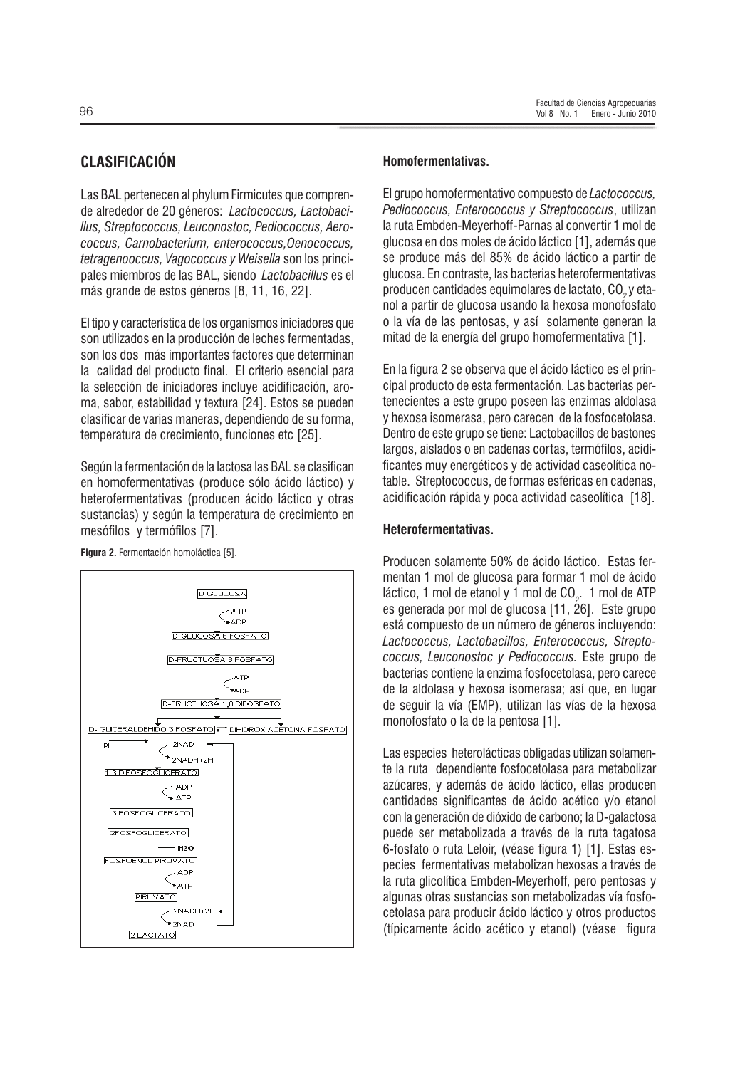## CLASIFICACIÓN

Las BAL pertenecen al phylum Firmicutes que comprende de alrededor de 20 géneros: *Lactococcus, Lactobacillus, Streptococcus, Leuconostoc, Pediococcus, Aerococcus, Carnobacterium, enterococcus,Oenococcus, tetragenooccus, Vagococcus y Weisella* son los principales miembros de las BAL, siendo *Lactobacillus* es el más grande de estos géneros [8, 11, 16, 22].

El tipo y característica de los organismos iniciadores que son utilizados en la producción de leches fermentadas, son los dos más importantes factores que determinan la calidad del producto final. El criterio esencial para la selección de iniciadores incluye acidificación, aroma, sabor, estabilidad y textura [24]. Estos se pueden clasificar de varias maneras, dependiendo de su forma, temperatura de crecimiento, funciones etc [25].

Según la fermentación de la lactosa las BAL se clasifican en homofermentativas (produce sólo ácido láctico) y heterofermentativas (producen ácido láctico y otras sustancias) y según la temperatura de crecimiento en mesófilos y termófilos [7].

**Figura 2.** Fermentación homoláctica [5].

### Homofermentativas.

El grupo homofermentativo compuesto de *Lactococcus, Pediococcus, Enterococcus y Streptococcus*, utilizan la ruta Embden-Meyerhoff-Parnas al convertir 1 mol de glucosa en dos moles de ácido láctico [1], además que se produce más del 85% de ácido láctico a partir de glucosa. En contraste, las bacterias heterofermentativas producen cantidades equimolares de lactato, $CO_2$ y etanol a partir de glucosa usando la hexosa monofosfato o la vía de las pentosas, y así solamente generan la mitad de la energía del grupo homofermentativa [1].

En la figura 2 se observa que el ácido láctico es el principal producto de esta fermentación. Las bacterias pertenecientes a este grupo poseen las enzimas aldolasa y hexosa isomerasa, pero carecen de la fosfocetolasa. Dentro de este grupo se tiene: Lactobacillos de bastones largos, aislados o en cadenas cortas, termófilos, acidificantes muy energéticos y de actividad caseolítica notable. Streptococcus, de formas esféricas en cadenas, acidificación rápida y poca actividad caseolítica [18].

### Heterofermentativas.

Producen solamente 50% de ácido láctico. Estas fermentan 1 mol de glucosa para formar 1 mol de ácido láctico, 1 mol de etanol y 1 mol de $CO_2$. 1 mol de ATP es generada por mol de glucosa [11, 26]. Este grupo está compuesto de un número de géneros incluyendo: *Lactococcus, Lactobacillos, Enterococcus, Streptococcus, Leuconostoc y Pediococcus.* Este grupo de bacterias contiene la enzima fosfocetolasa, pero carece de la aldolasa y hexosa isomerasa; así que, en lugar de seguir la vía (EMP), utilizan las vías de la hexosa monofosfato o la de la pentosa [1].

Las especies heterolácticas obligadas utilizan solamente la ruta dependiente fosfocetolasa para metabolizar azúcares, y además de ácido láctico, ellas producen cantidades significantes de ácido acético y/o etanol con la generación de dióxido de carbono; la D-galactosa puede ser metabolizada a través de la ruta tagatosa 6-fosfato o ruta Leloir, (véase figura 1) [1]. Estas especies fermentativas metabolizan hexosas a través de la ruta glicolítica Embden-Meyerhoff, pero pentosas y algunas otras sustancias son metabolizadas vía fosfocetolasa para producir ácido láctico y otros productos (típicamente ácido acético y etanol) (véase figura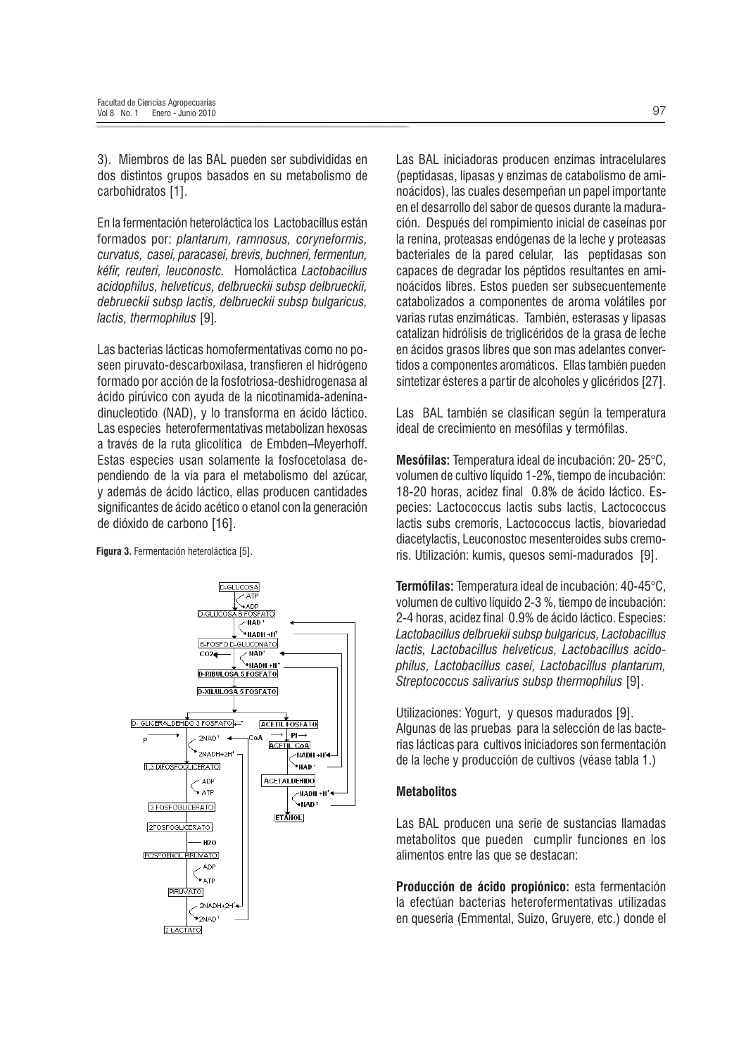3). Miembros de las BAL pueden ser subdivididas en dos distintos grupos basados en su metabolismo de carbohidratos [1].

En la fermentación heteroláctica los Lactobacillus están formados por: *plantarum, ramnosus, coryneformis, curvatus, casei, paracasei, brevis, buchneri, fermentun, kéfir, reuteri, leuconostc.* Homoláctica *Lactobacillus acidophilus, helveticus, delbrueckii subsp delbrueckii, debreuckii subsp lactis, delbrueckii subsp bulgaricus, lactis, thermophilus* [9].

Las bacterias lácticas homofermentativas como no poseen piruvato-descarboxilasa, transfieren el hidrógeno formado por acción de la fosfotriosa-deshidrogenasa al ácido pirúvico con ayuda de la nicotinamida-adenina-dinucleotido (NAD), y lo transforma en ácido láctico. Las especies heterofermentativas metabolizan hexosas a través de la ruta glicolítica de Embden–Meyerhoff. Estas especies usan solamente la fosfocetolasa dependiendo de la vía para el metabolismo del azúcar, y además de ácido láctico, ellas producen cantidades significantes de ácido acético o etanol con la generación de dióxido de carbono [16].

**Figura 3.** Fermentación heteroláctica [5].

Las BAL iniciadoras producen enzimas intracelulares (peptidasas, lipasas y enzimas de catabolismo de aminoácidos), las cuales desempeñan un papel importante en el desarrollo del sabor de quesos durante la maduración. Después del rompimiento inicial de caseínas por la renina, proteasas endógenas de la leche y proteasas bacteriales de la pared celular, las peptidasas son capaces de degradar los péptidos resultantes en aminoácidos libres. Estos pueden ser subsecuentemente catabolizados a componentes de aroma volátiles por varias rutas enzimáticas. También, esterasas y lipasas catalizan hidrólisis de triglicéridos de la grasa de leche en ácidos grasos libres que son mas adelantes convertidos a componentes aromáticos. Ellas también pueden sintetizar ésteres a partir de alcoholes y glicéridos [27].

Las BAL también se clasifican según la temperatura ideal de crecimiento en mesófilas y termófilas.

**Mesófilas:** Temperatura ideal de incubación: 20- 25°C, volumen de cultivo líquido 1-2%, tiempo de incubación: 18-20 horas, acidez final 0.8% de ácido láctico. Especies: Lactococcus lactis subs lactis, Lactococcus lactis subs cremoris, Lactococcus lactis, biovariedad diacetylactis, Leuconostoc mesenteroides subs cremoris. Utilización: kumis, quesos semi-madurados [9].

**Termófilas:** Temperatura ideal de incubación: 40-45°C, volumen de cultivo líquido 2-3 %, tiempo de incubación: 2-4 horas, acidez final 0.9% de ácido láctico. Especies: *Lactobacillus delbruekii subsp bulgaricus, Lactobacillus lactis, Lactobacillus helveticus, Lactobacillus acidophilus, Lactobacillus casei, Lactobacillus plantarum, Streptococcus salivarius subsp thermophilus* [9].

Utilizaciones: Yogurt, y quesos madurados [9].
Algunas de las pruebas para la selección de las bacterias lácticas para cultivos iniciadores son fermentación de la leche y producción de cultivos (véase tabla 1.)

### Metabolitos

Las BAL producen una serie de sustancias llamadas metabolitos que pueden cumplir funciones en los alimentos entre las que se destacan:

**Producción de ácido propiónico:** esta fermentación la efectúan bacterias heterofermentativas utilizadas en quesería (Emmental, Suizo, Gruyere, etc.) donde el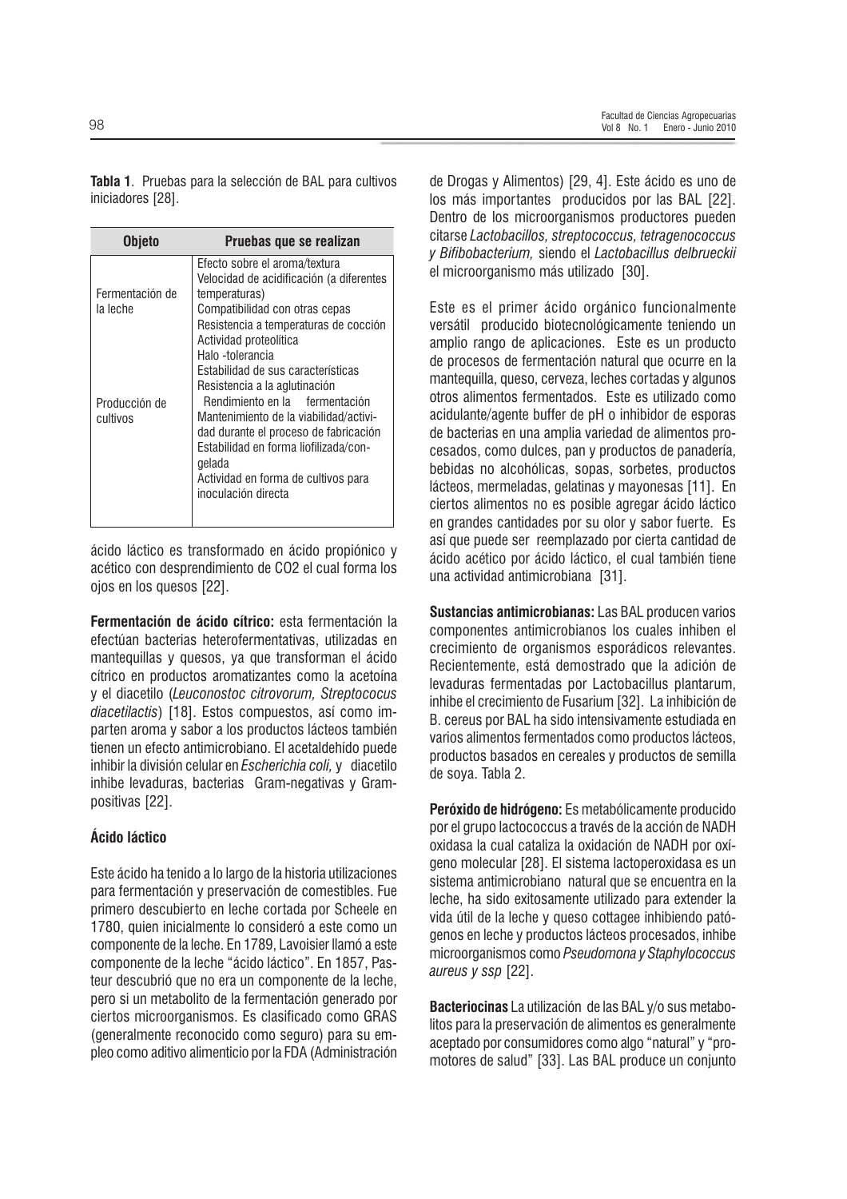**Tabla 1**. Pruebas para la selección de BAL para cultivos iniciadores [28].

| Objeto | Pruebas que se realizan |
|---|---|
| Fermentación de la leche | Efecto sobre el aroma/textura<br>Velocidad de acidificación (a diferentes temperaturas)<br>Compatibilidad con otras cepas<br>Resistencia a temperaturas de cocción<br>Actividad proteolítica<br>Halo -tolerancia<br>Estabilidad de sus características<br>Resistencia a la aglutinación |
| Producción de cultivos | Rendimiento en la fermentación<br>Mantenimiento de la viabilidad/actividad durante el proceso de fabricación<br>Estabilidad en forma liofilizada/congelada<br>Actividad en forma de cultivos para inoculación directa |

ácido láctico es transformado en ácido propiónico y acético con desprendimiento de CO2 el cual forma los ojos en los quesos [22].

**Fermentación de ácido cítrico:** esta fermentación la efectúan bacterias heterofermentativas, utilizadas en mantequillas y quesos, ya que transforman el ácido cítrico en productos aromatizantes como la acetoína y el diacetilo (*Leuconostoc citrovorum, Streptococus diacetilactis*) [18]. Estos compuestos, así como imparten aroma y sabor a los productos lácteos también tienen un efecto antimicrobiano. El acetaldehído puede inhibir la división celular en *Escherichia coli,* y diacetilo inhibe levaduras, bacterias Gram-negativas y Gram-positivas [22].

**Ácido láctico**

Este ácido ha tenido a lo largo de la historia utilizaciones para fermentación y preservación de comestibles. Fue primero descubierto en leche cortada por Scheele en 1780, quien inicialmente lo consideró a este como un componente de la leche. En 1789, Lavoisier llamó a este componente de la leche "ácido láctico". En 1857, Pasteur descubrió que no era un componente de la leche, pero si un metabolito de la fermentación generado por ciertos microorganismos. Es clasificado como GRAS (generalmente reconocido como seguro) para su empleo como aditivo alimenticio por la FDA (Administración de Drogas y Alimentos) [29, 4]. Este ácido es uno de los más importantes producidos por las BAL [22]. Dentro de los microorganismos productores pueden citarse *Lactobacillos, streptococcus, tetragenococcus y Bifibobacterium,* siendo el *Lactobacillus delbrueckii* el microorganismo más utilizado [30].

Este es el primer ácido orgánico funcionalmente versátil producido biotecnológicamente teniendo un amplio rango de aplicaciones. Este es un producto de procesos de fermentación natural que ocurre en la mantequilla, queso, cerveza, leches cortadas y algunos otros alimentos fermentados. Este es utilizado como acidulante/agente buffer de pH o inhibidor de esporas de bacterias en una amplia variedad de alimentos procesados, como dulces, pan y productos de panadería, bebidas no alcohólicas, sopas, sorbetes, productos lácteos, mermeladas, gelatinas y mayonesas [11]. En ciertos alimentos no es posible agregar ácido láctico en grandes cantidades por su olor y sabor fuerte. Es así que puede ser reemplazado por cierta cantidad de ácido acético por ácido láctico, el cual también tiene una actividad antimicrobiana [31].

**Sustancias antimicrobianas:** Las BAL producen varios componentes antimicrobianos los cuales inhiben el crecimiento de organismos esporádicos relevantes. Recientemente, está demostrado que la adición de levaduras fermentadas por Lactobacillus plantarum, inhibe el crecimiento de Fusarium [32]. La inhibición de B. cereus por BAL ha sido intensivamente estudiada en varios alimentos fermentados como productos lácteos, productos basados en cereales y productos de semilla de soya. Tabla 2.

**Peróxido de hidrógeno:** Es metabólicamente producido por el grupo lactococcus a través de la acción de NADH oxidasa la cual cataliza la oxidación de NADH por oxígeno molecular [28]. El sistema lactoperoxidasa es un sistema antimicrobiano natural que se encuentra en la leche, ha sido exitosamente utilizado para extender la vida útil de la leche y queso cottagee inhibiendo patógenos en leche y productos lácteos procesados, inhibe microorganismos como *Pseudomona y Staphylococcus aureus y ssp* [22].

**Bacteriocinas** La utilización de las BAL y/o sus metabolitos para la preservación de alimentos es generalmente aceptado por consumidores como algo "natural" y "promotores de salud" [33]. Las BAL produce un conjunto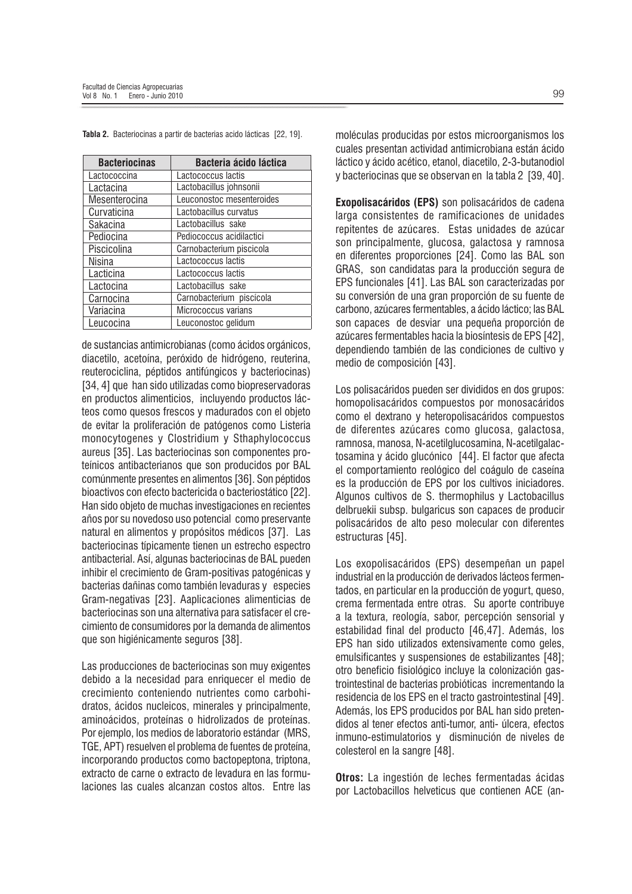**Tabla 2.** Bacteriocinas a partir de bacterias acido lácticas [22, 19].

| Bacteriocinas | Bacteria ácido láctica |
|---|---|
| Lactococcina | Lactococcus lactis |
| Lactacina | Lactobacillus johnsonii |
| Mesenterocina | Leuconostoc mesenteroides |
| Curvaticina | Lactobacillus curvatus |
| Sakacina | Lactobacillus sake |
| Pediocina | Pediococcus acidilactici |
| Piscicolina | Carnobacterium piscicola |
| Nisina | Lactococcus lactis |
| Lacticina | Lactococcus lactis |
| Lactocina | Lactobacillus sake |
| Carnocina | Carnobacterium piscicola |
| Variacina | Micrococcus varians |
| Leucocina | Leuconostoc gelidum |

de sustancias antimicrobianas (como ácidos orgánicos, diacetilo, acetoína, peróxido de hidrógeno, reuterina, reuterociclina, péptidos antifúngicos y bacteriocinas) [34, 4] que han sido utilizadas como biopreservadoras en productos alimenticios, incluyendo productos lácteos como quesos frescos y madurados con el objeto de evitar la proliferación de patógenos como Listeria monocytogenes y Clostridium y Sthaphylococcus aureus [35]. Las bacteriocinas son componentes proteínicos antibacterianos que son producidos por BAL comúnmente presentes en alimentos [36]. Son péptidos bioactivos con efecto bactericida o bacteriostático [22]. Han sido objeto de muchas investigaciones en recientes años por su novedoso uso potencial como preservante natural en alimentos y propósitos médicos [37]. Las bacteriocinas típicamente tienen un estrecho espectro antibacterial. Así, algunas bacteriocinas de BAL pueden inhibir el crecimiento de Gram-positivas patogénicas y bacterias dañinas como también levaduras y especies Gram-negativas [23]. Aaplicaciones alimenticias de bacteriocinas son una alternativa para satisfacer el crecimiento de consumidores por la demanda de alimentos que son higiénicamente seguros [38].

Las producciones de bacteriocinas son muy exigentes debido a la necesidad para enriquecer el medio de crecimiento conteniendo nutrientes como carbohidratos, ácidos nucleicos, minerales y principalmente, aminoácidos, proteínas o hidrolizados de proteínas. Por ejemplo, los medios de laboratorio estándar (MRS, TGE, APT) resuelven el problema de fuentes de proteína, incorporando productos como bactopeptona, triptona, extracto de carne o extracto de levadura en las formulaciones las cuales alcanzan costos altos. Entre las moléculas producidas por estos microorganismos los cuales presentan actividad antimicrobiana están ácido láctico y ácido acético, etanol, diacetilo, 2-3-butanodiol y bacteriocinas que se observan en la tabla 2 [39, 40].

**Exopolisacáridos (EPS)** son polisacáridos de cadena larga consistentes de ramificaciones de unidades repitentes de azúcares. Estas unidades de azúcar son principalmente, glucosa, galactosa y ramnosa en diferentes proporciones [24]. Como las BAL son GRAS, son candidatas para la producción segura de EPS funcionales [41]. Las BAL son caracterizadas por su conversión de una gran proporción de su fuente de carbono, azúcares fermentables, a ácido láctico; las BAL son capaces de desviar una pequeña proporción de azúcares fermentables hacia la biosíntesis de EPS [42], dependiendo también de las condiciones de cultivo y medio de composición [43].

Los polisacáridos pueden ser divididos en dos grupos: homopolisacáridos compuestos por monosacáridos como el dextrano y heteropolisacáridos compuestos de diferentes azúcares como glucosa, galactosa, ramnosa, manosa, N-acetilglucosamina, N-acetilgalactosamina y ácido glucónico [44]. El factor que afecta el comportamiento reológico del coágulo de caseína es la producción de EPS por los cultivos iniciadores. Algunos cultivos de S. thermophilus y Lactobacillus delbruekii subsp. bulgaricus son capaces de producir polisacáridos de alto peso molecular con diferentes estructuras [45].

Los exopolisacáridos (EPS) desempeñan un papel industrial en la producción de derivados lácteos fermentados, en particular en la producción de yogurt, queso, crema fermentada entre otras. Su aporte contribuye a la textura, reología, sabor, percepción sensorial y estabilidad final del producto [46,47]. Además, los EPS han sido utilizados extensivamente como geles, emulsificantes y suspensiones de estabilizantes [48]; otro beneficio fisiológico incluye la colonización gastrointestinal de bacterias probióticas incrementando la residencia de los EPS en el tracto gastrointestinal [49]. Además, los EPS producidos por BAL han sido pretendidos al tener efectos anti-tumor, anti- úlcera, efectos inmuno-estimulatorios y disminución de niveles de colesterol en la sangre [48].

**Otros:** La ingestión de leches fermentadas ácidas por Lactobacillos helveticus que contienen ACE (an-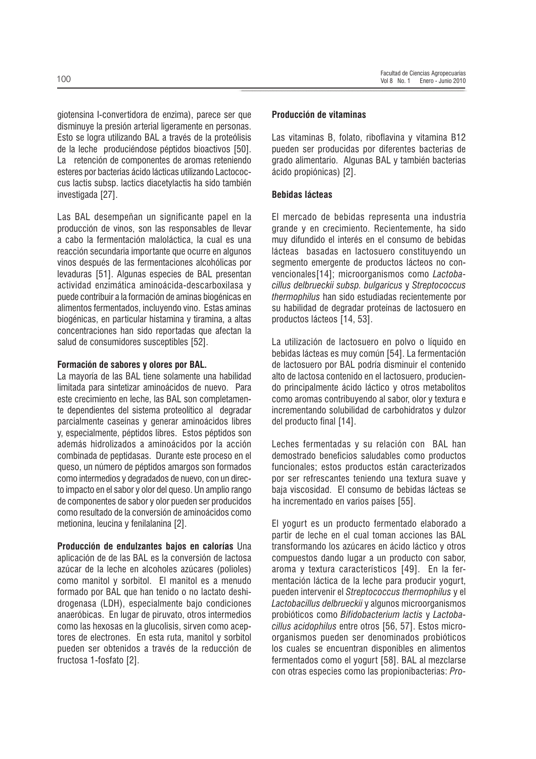giotensina I-convertidora de enzima), parece ser que disminuye la presión arterial ligeramente en personas. Esto se logra utilizando BAL a través de la proteólisis de la leche produciéndose péptidos bioactivos [50]. La retención de componentes de aromas reteniendo esteres por bacterias ácido lácticas utilizando Lactococcus lactis subsp. lactics diacetylactis ha sido también investigada [27].

Las BAL desempeñan un significante papel en la producción de vinos, son las responsables de llevar a cabo la fermentación maloláctica, la cual es una reacción secundaria importante que ocurre en algunos vinos después de las fermentaciones alcohólicas por levaduras [51]. Algunas especies de BAL presentan actividad enzimática aminoácida-descarboxilasa y puede contribuir a la formación de aminas biogénicas en alimentos fermentados, incluyendo vino. Estas aminas biogénicas, en particular histamina y tiramina, a altas concentraciones han sido reportadas que afectan la salud de consumidores susceptibles [52].

**Formación de sabores y olores por BAL.**

La mayoría de las BAL tiene solamente una habilidad limitada para sintetizar aminoácidos de nuevo. Para este crecimiento en leche, las BAL son completamente dependientes del sistema proteolítico al degradar parcialmente caseínas y generar aminoácidos libres y, especialmente, péptidos libres. Estos péptidos son además hidrolizados a aminoácidos por la acción combinada de peptidasas. Durante este proceso en el queso, un número de péptidos amargos son formados como intermedios y degradados de nuevo, con un directo impacto en el sabor y olor del queso. Un amplio rango de componentes de sabor y olor pueden ser producidos como resultado de la conversión de aminoácidos como metionina, leucina y fenilalanina [2].

**Producción de endulzantes bajos en calorías** Una aplicación de de las BAL es la conversión de lactosa azúcar de la leche en alcoholes azúcares (polioles) como manitol y sorbitol. El manitol es a menudo formado por BAL que han tenido o no lactato deshidrogenasa (LDH), especialmente bajo condiciones anaeróbicas. En lugar de piruvato, otros intermedios como las hexosas en la glucolisis, sirven como aceptores de electrones. En esta ruta, manitol y sorbitol pueden ser obtenidos a través de la reducción de fructosa 1-fosfato [2].

**Producción de vitaminas**

Las vitaminas B, folato, riboflavina y vitamina B12 pueden ser producidas por diferentes bacterias de grado alimentario. Algunas BAL y también bacterias ácido propiónicas) [2].

**Bebidas lácteas**

El mercado de bebidas representa una industria grande y en crecimiento. Recientemente, ha sido muy difundido el interés en el consumo de bebidas lácteas basadas en lactosuero constituyendo un segmento emergente de productos lácteos no convencionales[14]; microorganismos como *Lactobacillus delbrueckii subsp. bulgaricus* y *Streptococcus thermophilus* han sido estudiadas recientemente por su habilidad de degradar proteínas de lactosuero en productos lácteos [14, 53].

La utilización de lactosuero en polvo o líquido en bebidas lácteas es muy común [54]. La fermentación de lactosuero por BAL podría disminuir el contenido alto de lactosa contenido en el lactosuero, produciendo principalmente ácido láctico y otros metabolitos como aromas contribuyendo al sabor, olor y textura e incrementando solubilidad de carbohidratos y dulzor del producto final [14].

Leches fermentadas y su relación con BAL han demostrado beneficios saludables como productos funcionales; estos productos están caracterizados por ser refrescantes teniendo una textura suave y baja viscosidad. El consumo de bebidas lácteas se ha incrementado en varios países [55].

El yogurt es un producto fermentado elaborado a partir de leche en el cual toman acciones las BAL transformando los azúcares en ácido láctico y otros compuestos dando lugar a un producto con sabor, aroma y textura característicos [49]. En la fermentación láctica de la leche para producir yogurt, pueden intervenir el *Streptococcus thermophilus* y el *Lactobacillus delbrueckii* y algunos microorganismos probióticos como *Bifidobacterium lactis* y *Lactobacillus acidophilus* entre otros [56, 57]. Estos microorganismos pueden ser denominados probióticos los cuales se encuentran disponibles en alimentos fermentados como el yogurt [58]. BAL al mezclarse con otras especies como las propionibacterias: *Pro-*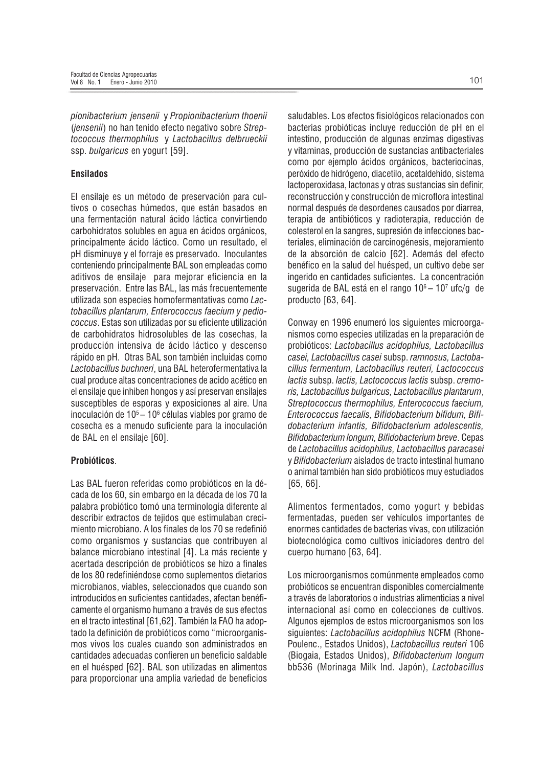*pionibacterium jensenii* y *Propionibacterium thoenii* (*jensenii*) no han tenido efecto negativo sobre *Streptococcus thermophilus* y *Lactobacillus delbrueckii* ssp. *bulgaricus* en yogurt [59].

**Ensilados**

El ensilaje es un método de preservación para cultivos o cosechas húmedos, que están basados en una fermentación natural ácido láctica convirtiendo carbohidratos solubles en agua en ácidos orgánicos, principalmente ácido láctico. Como un resultado, el pH disminuye y el forraje es preservado. Inoculantes conteniendo principalmente BAL son empleadas como aditivos de ensilaje para mejorar eficiencia en la preservación. Entre las BAL, las más frecuentemente utilizada son especies homofermentativas como *Lactobacillus plantarum, Enterococcus faecium y pediococcus*. Estas son utilizadas por su eficiente utilización de carbohidratos hidrosolubles de las cosechas, la producción intensiva de ácido láctico y descenso rápido en pH. Otras BAL son también incluidas como *Lactobacillus buchneri*, una BAL heterofermentativa la cual produce altas concentraciones de acido acético en el ensilaje que inhiben hongos y así preservan ensilajes susceptibles de esporas y exposiciones al aire. Una inoculación de $10^5 – 10^6$ células viables por gramo de cosecha es a menudo suficiente para la inoculación de BAL en el ensilaje [60].

**Probióticos**.

Las BAL fueron referidas como probióticos en la década de los 60, sin embargo en la década de los 70 la palabra probiótico tomó una terminología diferente al describir extractos de tejidos que estimulaban crecimiento microbiano. A los finales de los 70 se redefinió como organismos y sustancias que contribuyen al balance microbiano intestinal [4]. La más reciente y acertada descripción de probióticos se hizo a finales de los 80 redefiniéndose como suplementos dietarios microbianos, viables, seleccionados que cuando son introducidos en suficientes cantidades, afectan benéficamente el organismo humano a través de sus efectos en el tracto intestinal [61,62]. También la FAO ha adoptado la definición de probióticos como "microorganismos vivos los cuales cuando son administrados en cantidades adecuadas confieren un beneficio saldable en el huésped [62]. BAL son utilizadas en alimentos para proporcionar una amplia variedad de beneficios saludables. Los efectos fisiológicos relacionados con bacterias probióticas incluye reducción de pH en el intestino, producción de algunas enzimas digestivas y vitaminas, producción de sustancias antibacteriales como por ejemplo ácidos orgánicos, bacteriocinas, peróxido de hidrógeno, diacetilo, acetaldehído, sistema lactoperoxidasa, lactonas y otras sustancias sin definir, reconstrucción y construcción de microflora intestinal normal después de desordenes causados por diarrea, terapia de antibióticos y radioterapia, reducción de colesterol en la sangres, supresión de infecciones bacteriales, eliminación de carcinogénesis, mejoramiento de la absorción de calcio [62]. Además del efecto benéfico en la salud del huésped, un cultivo debe ser ingerido en cantidades suficientes. La concentración sugerida de BAL está en el rango $10^6 – 10^7$ ufc/g de producto [63, 64].

Conway en 1996 enumeró los siguientes microorganismos como especies utilizadas en la preparación de probióticos: *Lactobacillus acidophilus, Lactobacillus casei, Lactobacillus casei* subsp. *ramnosus, Lactobacillus fermentum, Lactobacillus reuteri, Lactococcus lactis* subsp. *lactis, Lactococcus lactis* subsp. *cremoris, Lactobacillus bulgaricus, Lactobacillus plantarum*, *Streptococcus thermophilus, Enterococcus faecium, Enterococcus faecalis, Bifidobacterium bifidum, Bifidobacterium infantis, Bifidobacterium adolescentis, Bifidobacterium longum, Bifidobacterium breve*. Cepas de *Lactobacillus acidophilus, Lactobacillus paracasei* y *Bifidobacterium* aislados de tracto intestinal humano o animal también han sido probióticos muy estudiados [65, 66].

Alimentos fermentados, como yogurt y bebidas fermentadas, pueden ser vehículos importantes de enormes cantidades de bacterias vivas, con utilización biotecnológica como cultivos iniciadores dentro del cuerpo humano [63, 64].

Los microorganismos comúnmente empleados como probióticos se encuentran disponibles comercialmente a través de laboratorios o industrias alimenticias a nivel internacional así como en colecciones de cultivos. Algunos ejemplos de estos microorganismos son los siguientes: *Lactobacillus acidophilus* NCFM (Rhone-Poulenc., Estados Unidos), *Lactobacillus reuteri* 106 (Biogaia, Estados Unidos), *Bifidobacterium longum* bb536 (Morinaga Milk Ind. Japón), *Lactobacillus*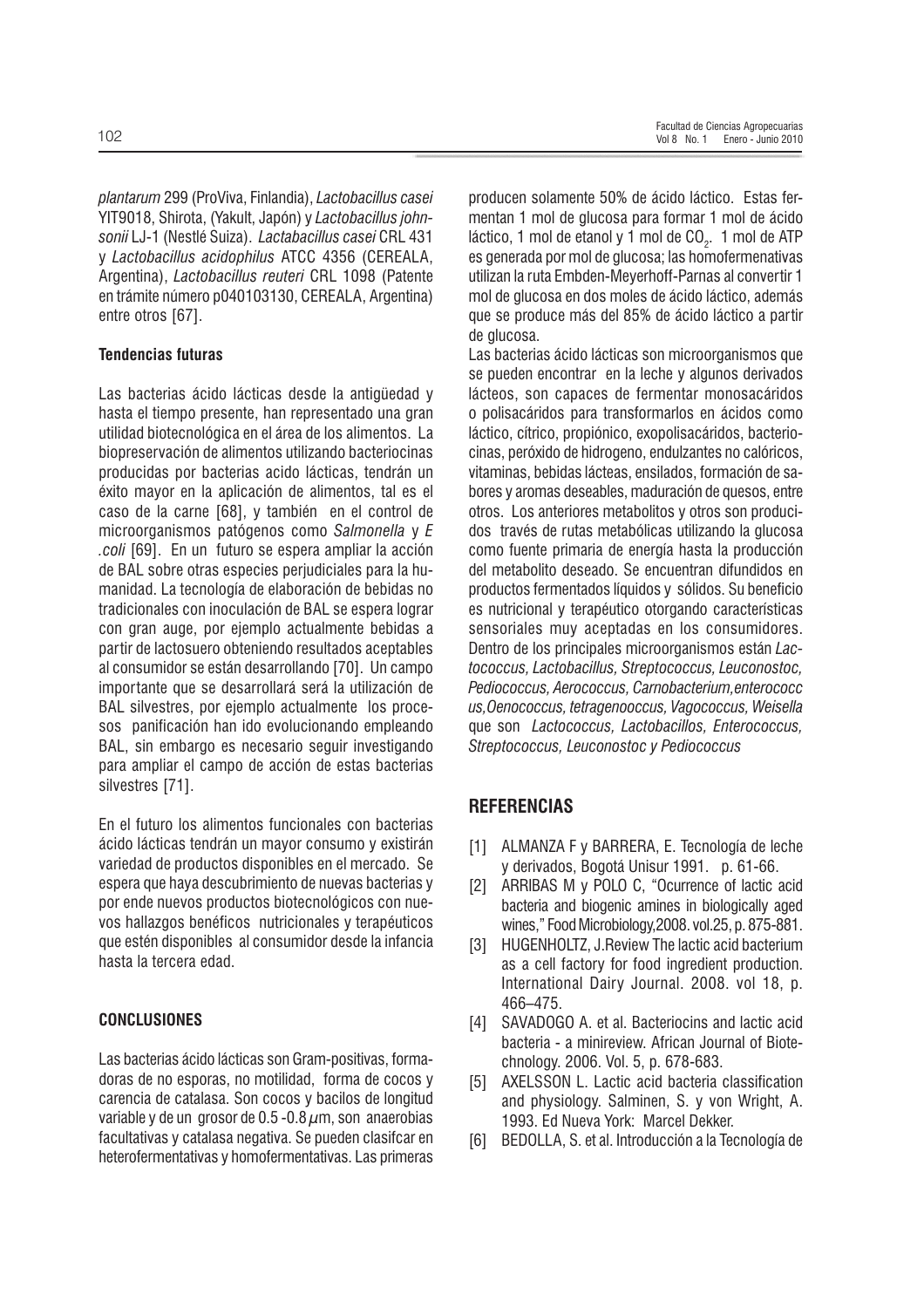*plantarum* 299 (ProViva, Finlandia), *Lactobacillus casei* YIT9018, Shirota, (Yakult, Japón) y *Lactobacillus johnsonii* LJ-1 (Nestlé Suiza). *Lactabacillus casei* CRL 431 y *Lactobacillus acidophilus* ATCC 4356 (CEREALA, Argentina), *Lactobacillus reuteri* CRL 1098 (Patente en trámite número p040103130, CEREALA, Argentina) entre otros [67].

**Tendencias futuras**

Las bacterias ácido lácticas desde la antigüedad y hasta el tiempo presente, han representado una gran utilidad biotecnológica en el área de los alimentos. La biopreservación de alimentos utilizando bacteriocinas producidas por bacterias acido lácticas, tendrán un éxito mayor en la aplicación de alimentos, tal es el caso de la carne [68], y también en el control de microorganismos patógenos como *Salmonella* y *E .coli* [69]. En un futuro se espera ampliar la acción de BAL sobre otras especies perjudiciales para la humanidad. La tecnología de elaboración de bebidas no tradicionales con inoculación de BAL se espera lograr con gran auge, por ejemplo actualmente bebidas a partir de lactosuero obteniendo resultados aceptables al consumidor se están desarrollando [70]. Un campo importante que se desarrollará será la utilización de BAL silvestres, por ejemplo actualmente los procesos panificación han ido evolucionando empleando BAL, sin embargo es necesario seguir investigando para ampliar el campo de acción de estas bacterias silvestres [71].

En el futuro los alimentos funcionales con bacterias ácido lácticas tendrán un mayor consumo y existirán variedad de productos disponibles en el mercado. Se espera que haya descubrimiento de nuevas bacterias y por ende nuevos productos biotecnológicos con nuevos hallazgos benéficos nutricionales y terapéuticos que estén disponibles al consumidor desde la infancia hasta la tercera edad.

**CONCLUSIONES**

Las bacterias ácido lácticas son Gram-positivas, formadoras de no esporas, no motilidad, forma de cocos y carencia de catalasa. Son cocos y bacilos de longitud variable y de un grosor de 0.5 -0.8 $\mu$m, son anaerobias facultativas y catalasa negativa. Se pueden clasifcar en heterofermentativas y homofermentativas. Las primeras producen solamente 50% de ácido láctico. Estas fermentan 1 mol de glucosa para formar 1 mol de ácido láctico, 1 mol de etanol y 1 mol de $CO_2$. 1 mol de ATP es generada por mol de glucosa; las homofermenativas utilizan la ruta Embden-Meyerhoff-Parnas al convertir 1 mol de glucosa en dos moles de ácido láctico, además que se produce más del 85% de ácido láctico a partir de glucosa.

Las bacterias ácido lácticas son microorganismos que se pueden encontrar en la leche y algunos derivados lácteos, son capaces de fermentar monosacáridos o polisacáridos para transformarlos en ácidos como láctico, cítrico, propiónico, exopolisacáridos, bacteriocinas, peróxido de hidrogeno, endulzantes no calóricos, vitaminas, bebidas lácteas, ensilados, formación de sabores y aromas deseables, maduración de quesos, entre otros. Los anteriores metabolitos y otros son producidos través de rutas metabólicas utilizando la glucosa como fuente primaria de energía hasta la producción del metabolito deseado. Se encuentran difundidos en productos fermentados líquidos y sólidos. Su beneficio es nutricional y terapéutico otorgando características sensoriales muy aceptadas en los consumidores. Dentro de los principales microorganismos están *Lactococcus, Lactobacillus, Streptococcus, Leuconostoc, Pediococcus, Aerococcus, Carnobacterium,enterococc us,Oenococcus, tetragenooccus, Vagococcus, Weisella* que son *Lactococcus, Lactobacillos, Enterococcus, Streptococcus, Leuconostoc y Pediococcus*

## REFERENCIAS

[1] ALMANZA F y BARRERA, E. Tecnología de leche y derivados, Bogotá Unisur 1991. p. 61-66.

[2] ARRIBAS M y POLO C, "Ocurrence of lactic acid bacteria and biogenic amines in biologically aged wines," Food Microbiology,2008. vol.25, p. 875-881.

[3] HUGENHOLTZ, J.Review The lactic acid bacterium as a cell factory for food ingredient production. International Dairy Journal. 2008. vol 18, p. 466–475.

[4] SAVADOGO A. et al. Bacteriocins and lactic acid bacteria - a minireview. African Journal of Biotechnology. 2006. Vol. 5, p. 678-683.

[5] AXELSSON L. Lactic acid bacteria classification and physiology. Salminen, S. y von Wright, A. 1993. Ed Nueva York: Marcel Dekker.

[6] BEDOLLA, S. et al. Introducción a la Tecnología de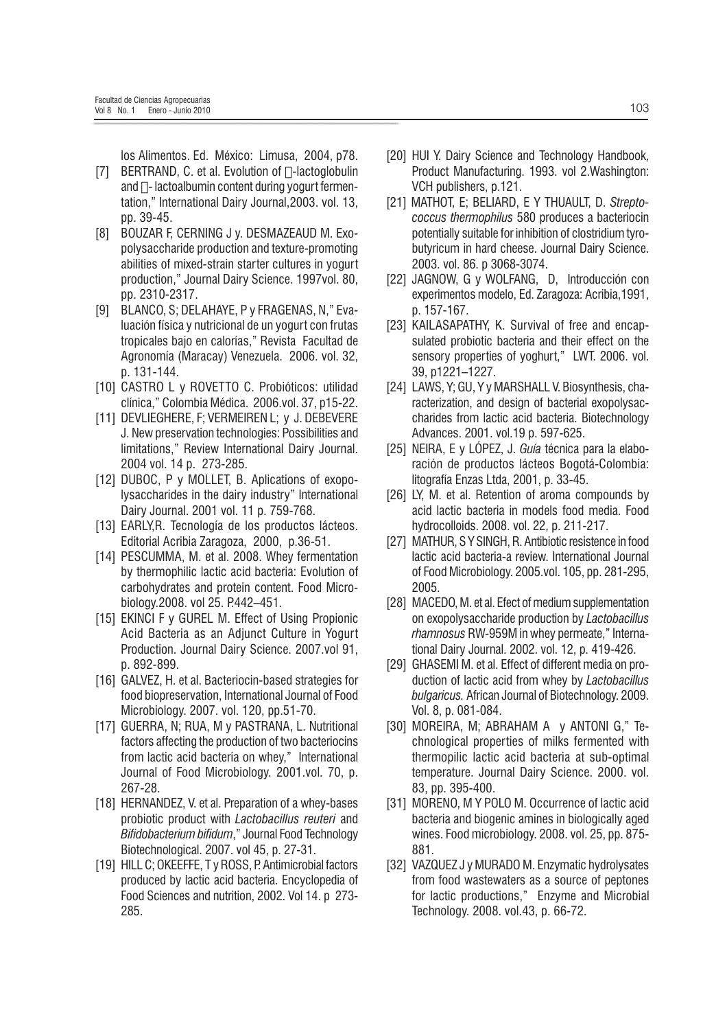los Alimentos. Ed. México: Limusa, 2004, p78.

[7] BERTRAND, C. et al. Evolution of -lactoglobulin and - lactoalbumin content during yogurt fermentation," International Dairy Journal,2003. vol. 13, pp. 39-45.

[8] BOUZAR F, CERNING J y. DESMAZEAUD M. Exopolysaccharide production and texture-promoting abilities of mixed-strain starter cultures in yogurt production," Journal Dairy Science. 1997vol. 80, pp. 2310-2317.

[9] BLANCO, S; DELAHAYE, P y FRAGENAS, N," Evaluación física y nutricional de un yogurt con frutas tropicales bajo en calorías," Revista Facultad de Agronomía (Maracay) Venezuela. 2006. vol. 32, p. 131-144.

[10] CASTRO L y ROVETTO C. Probióticos: utilidad clínica," Colombia Médica. 2006.vol. 37, p15-22.

[11] DEVLIEGHERE, F; VERMEIREN L; y J. DEBEVERE J. New preservation technologies: Possibilities and limitations," Review International Dairy Journal. 2004 vol. 14 p. 273-285.

[12] DUBOC, P y MOLLET, B. Aplications of exopolysaccharides in the dairy industry" International Dairy Journal. 2001 vol. 11 p. 759-768.

[13] EARLY,R. Tecnología de los productos lácteos. Editorial Acribia Zaragoza, 2000, p.36-51.

[14] PESCUMMA, M. et al. 2008. Whey fermentation by thermophilic lactic acid bacteria: Evolution of carbohydrates and protein content. Food Microbiology.2008. vol 25. P.442–451.

[15] EKINCI F y GUREL M. Effect of Using Propionic Acid Bacteria as an Adjunct Culture in Yogurt Production. Journal Dairy Science. 2007.vol 91, p. 892-899.

[16] GALVEZ, H. et al. Bacteriocin-based strategies for food biopreservation, International Journal of Food Microbiology. 2007. vol. 120, pp.51-70.

[17] GUERRA, N; RUA, M y PASTRANA, L. Nutritional factors affecting the production of two bacteriocins from lactic acid bacteria on whey," International Journal of Food Microbiology. 2001.vol. 70, p. 267-28.

[18] HERNANDEZ, V. et al. Preparation of a whey-bases probiotic product with *Lactobacillus reuteri* and *Bifidobacterium bifidum*," Journal Food Technology Biotechnological. 2007. vol 45, p. 27-31.

[19] HILL C; OKEEFFE, T y ROSS, P. Antimicrobial factors produced by lactic acid bacteria. Encyclopedia of Food Sciences and nutrition, 2002. Vol 14. p 273-285.

[20] HUI Y. Dairy Science and Technology Handbook, Product Manufacturing. 1993. vol 2.Washington: VCH publishers, p.121.

[21] MATHOT, E; BELIARD, E Y THUAULT, D. *Streptococcus thermophilus* 580 produces a bacteriocin potentially suitable for inhibition of clostridium tyrobutyricum in hard cheese. Journal Dairy Science. 2003. vol. 86. p 3068-3074.

[22] JAGNOW, G y WOLFANG, D, Introducción con experimentos modelo, Ed. Zaragoza: Acribia,1991, p. 157-167.

[23] KAILASAPATHY, K. Survival of free and encapsulated probiotic bacteria and their effect on the sensory properties of yoghurt," LWT. 2006. vol. 39, p1221–1227.

[24] LAWS, Y; GU, Y y MARSHALL V. Biosynthesis, characterization, and design of bacterial exopolysaccharides from lactic acid bacteria. Biotechnology Advances. 2001. vol.19 p. 597-625.

[25] NEIRA, E y LÓPEZ, J. *Guía* técnica para la elaboración de productos lácteos Bogotá-Colombia: litografía Enzas Ltda, 2001, p. 33-45.

[26] LY, M. et al. Retention of aroma compounds by acid lactic bacteria in models food media. Food hydrocolloids. 2008. vol. 22, p. 211-217.

[27] MATHUR, S Y SINGH, R. Antibiotic resistence in food lactic acid bacteria-a review. International Journal of Food Microbiology. 2005.vol. 105, pp. 281-295, 2005.

[28] MACEDO, M. et al. Efect of medium supplementation on exopolysaccharide production by *Lactobacillus rhamnosus* RW-959M in whey permeate," International Dairy Journal. 2002. vol. 12, p. 419-426.

[29] GHASEMI M. et al. Effect of different media on production of lactic acid from whey by *Lactobacillus bulgaricus.* African Journal of Biotechnology. 2009. Vol. 8, p. 081-084.

[30] MOREIRA, M; ABRAHAM A y ANTONI G," Technological properties of milks fermented with thermopilic lactic acid bacteria at sub-optimal temperature. Journal Dairy Science. 2000. vol. 83, pp. 395-400.

[31] MORENO, M Y POLO M. Occurrence of lactic acid bacteria and biogenic amines in biologically aged wines. Food microbiology. 2008. vol. 25, pp. 875-881.

[32] VAZQUEZ J y MURADO M. Enzymatic hydrolysates from food wastewaters as a source of peptones for lactic productions," Enzyme and Microbial Technology. 2008. vol.43, p. 66-72.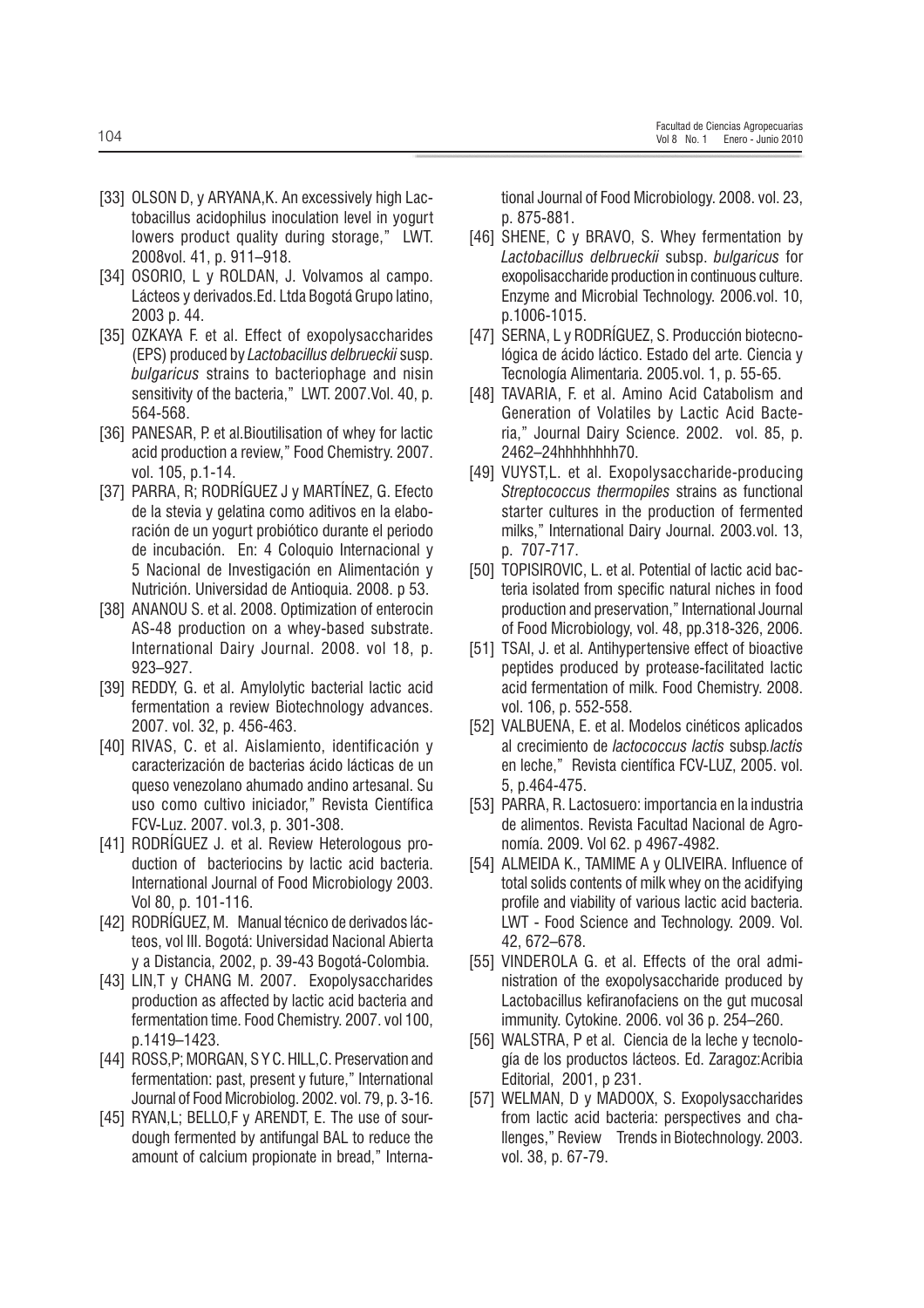[33] OLSON D, y ARYANA,K. An excessively high Lactobacillus acidophilus inoculation level in yogurt lowers product quality during storage," LWT. 2008vol. 41, p. 911–918.

[34] OSORIO, L y ROLDAN, J. Volvamos al campo. Lácteos y derivados.Ed. Ltda Bogotá Grupo latino, 2003 p. 44.

[35] OZKAYA F. et al. Effect of exopolysaccharides (EPS) produced by *Lactobacillus delbrueckii* susp. *bulgaricus* strains to bacteriophage and nisin sensitivity of the bacteria," LWT. 2007.Vol. 40, p. 564-568.

[36] PANESAR, P. et al.Bioutilisation of whey for lactic acid production a review," Food Chemistry. 2007. vol. 105, p.1-14.

[37] PARRA, R; RODRÍGUEZ J y MARTÍNEZ, G. Efecto de la stevia y gelatina como aditivos en la elaboración de un yogurt probiótico durante el periodo de incubación. En: 4 Coloquio Internacional y 5 Nacional de Investigación en Alimentación y Nutrición. Universidad de Antioquia. 2008. p 53.

[38] ANANOU S. et al. 2008. Optimization of enterocin AS-48 production on a whey-based substrate. International Dairy Journal. 2008. vol 18, p. 923–927.

[39] REDDY, G. et al. Amylolytic bacterial lactic acid fermentation a review Biotechnology advances. 2007. vol. 32, p. 456-463.

[40] RIVAS, C. et al. Aislamiento, identificación y caracterización de bacterias ácido lácticas de un queso venezolano ahumado andino artesanal. Su uso como cultivo iniciador," Revista Científica FCV-Luz. 2007. vol.3, p. 301-308.

[41] RODRÍGUEZ J. et al. Review Heterologous production of bacteriocins by lactic acid bacteria. International Journal of Food Microbiology 2003. Vol 80, p. 101-116.

[42] RODRÍGUEZ, M. Manual técnico de derivados lácteos, vol III. Bogotá: Universidad Nacional Abierta y a Distancia, 2002, p. 39-43 Bogotá-Colombia.

[43] LIN,T y CHANG M. 2007. Exopolysaccharides production as affected by lactic acid bacteria and fermentation time. Food Chemistry. 2007. vol 100, p.1419–1423.

[44] ROSS,P; MORGAN, S Y C. HILL,C. Preservation and fermentation: past, present y future," International Journal of Food Microbiolog. 2002. vol. 79, p. 3-16.

[45] RYAN,L; BELLO,F y ARENDT, E. The use of sourdough fermented by antifungal BAL to reduce the amount of calcium propionate in bread," International Journal of Food Microbiology. 2008. vol. 23, p. 875-881.

[46] SHENE, C y BRAVO, S. Whey fermentation by *Lactobacillus delbrueckii* subsp. *bulgaricus* for exopolisaccharide production in continuous culture. Enzyme and Microbial Technology. 2006.vol. 10, p.1006-1015.

[47] SERNA, L y RODRÍGUEZ, S. Producción biotecnológica de ácido láctico. Estado del arte. Ciencia y Tecnología Alimentaria. 2005.vol. 1, p. 55-65.

[48] TAVARIA, F. et al. Amino Acid Catabolism and Generation of Volatiles by Lactic Acid Bacteria," Journal Dairy Science. 2002. vol. 85, p. 2462–24hhhhhhhh70.

[49] VUYST,L. et al. Exopolysaccharide-producing *Streptococcus thermopiles* strains as functional starter cultures in the production of fermented milks," International Dairy Journal. 2003.vol. 13, p. 707-717.

[50] TOPISIROVIC, L. et al. Potential of lactic acid bacteria isolated from specific natural niches in food production and preservation," International Journal of Food Microbiology, vol. 48, pp.318-326, 2006.

[51] TSAI, J. et al. Antihypertensive effect of bioactive peptides produced by protease-facilitated lactic acid fermentation of milk. Food Chemistry. 2008. vol. 106, p. 552-558.

[52] VALBUENA, E. et al. Modelos cinéticos aplicados al crecimiento de *lactococcus lactis* subsp.*lactis* en leche," Revista científica FCV-LUZ, 2005. vol. 5, p.464-475.

[53] PARRA, R. Lactosuero: importancia en la industria de alimentos. Revista Facultad Nacional de Agronomía. 2009. Vol 62. p 4967-4982.

[54] ALMEIDA K., TAMIME A y OLIVEIRA. Influence of total solids contents of milk whey on the acidifying profile and viability of various lactic acid bacteria. LWT - Food Science and Technology. 2009. Vol. 42, 672–678.

[55] VINDEROLA G. et al. Effects of the oral administration of the exopolysaccharide produced by Lactobacillus kefiranofaciens on the gut mucosal immunity. Cytokine. 2006. vol 36 p. 254–260.

[56] WALSTRA, P et al. Ciencia de la leche y tecnología de los productos lácteos. Ed. Zaragoz:Acribia Editorial, 2001, p 231.

[57] WELMAN, D y MADOOX, S. Exopolysaccharides from lactic acid bacteria: perspectives and challenges," Review Trends in Biotechnology. 2003. vol. 38, p. 67-79.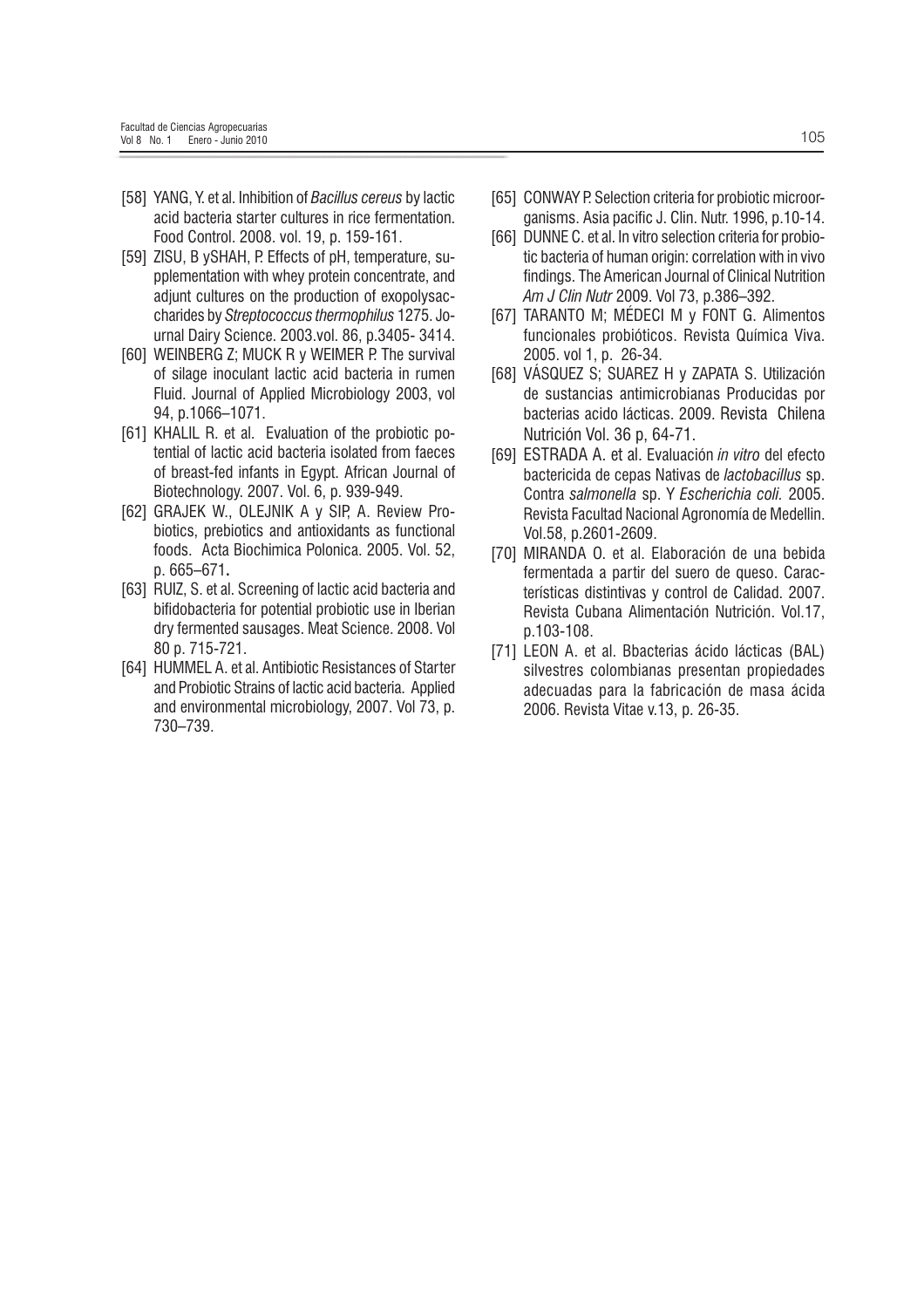[58] YANG, Y. et al. Inhibition of *Bacillus cereus* by lactic acid bacteria starter cultures in rice fermentation. Food Control. 2008. vol. 19, p. 159-161.

[59] ZISU, B ySHAH, P. Effects of pH, temperature, supplementation with whey protein concentrate, and adjunt cultures on the production of exopolysaccharides by *Streptococcus thermophilus* 1275. Journal Dairy Science. 2003.vol. 86, p.3405- 3414.

[60] WEINBERG Z; MUCK R y WEIMER P. The survival of silage inoculant lactic acid bacteria in rumen Fluid. Journal of Applied Microbiology 2003, vol 94, p.1066–1071.

[61] KHALIL R. et al. Evaluation of the probiotic potential of lactic acid bacteria isolated from faeces of breast-fed infants in Egypt. African Journal of Biotechnology. 2007. Vol. 6, p. 939-949.

[62] GRAJEK W., OLEJNIK A y SIP, A. Review Probiotics, prebiotics and antioxidants as functional foods. Acta Biochimica Polonica. 2005. Vol. 52, p. 665–671.

[63] RUIZ, S. et al. Screening of lactic acid bacteria and bifidobacteria for potential probiotic use in Iberian dry fermented sausages. Meat Science. 2008. Vol 80 p. 715-721.

[64] HUMMEL A. et al. Antibiotic Resistances of Starter and Probiotic Strains of lactic acid bacteria. Applied and environmental microbiology, 2007. Vol 73, p. 730–739.

[65] CONWAY P. Selection criteria for probiotic microorganisms. Asia pacific J. Clin. Nutr. 1996, p.10-14.

[66] DUNNE C. et al. In vitro selection criteria for probiotic bacteria of human origin: correlation with in vivo findings. The American Journal of Clinical Nutrition *Am J Clin Nutr* 2009. Vol 73, p.386–392.

[67] TARANTO M; MÉDECI M y FONT G. Alimentos funcionales probióticos. Revista Química Viva. 2005. vol 1, p. 26-34.

[68] VÁSQUEZ S; SUAREZ H y ZAPATA S. Utilización de sustancias antimicrobianas Producidas por bacterias acido lácticas. 2009. Revista Chilena Nutrición Vol. 36 p, 64-71.

[69] ESTRADA A. et al. Evaluación *in vitro* del efecto bactericida de cepas Nativas de *lactobacillus* sp. Contra *salmonella* sp. Y *Escherichia coli.* 2005. Revista Facultad Nacional Agronomía de Medellin. Vol.58, p.2601-2609.

[70] MIRANDA O. et al. Elaboración de una bebida fermentada a partir del suero de queso. Características distintivas y control de Calidad. 2007. Revista Cubana Alimentación Nutrición. Vol.17, p.103-108.

[71] LEON A. et al. Bbacterias ácido lácticas (BAL) silvestres colombianas presentan propiedades adecuadas para la fabricación de masa ácida 2006. Revista Vitae v.13, p. 26-35.